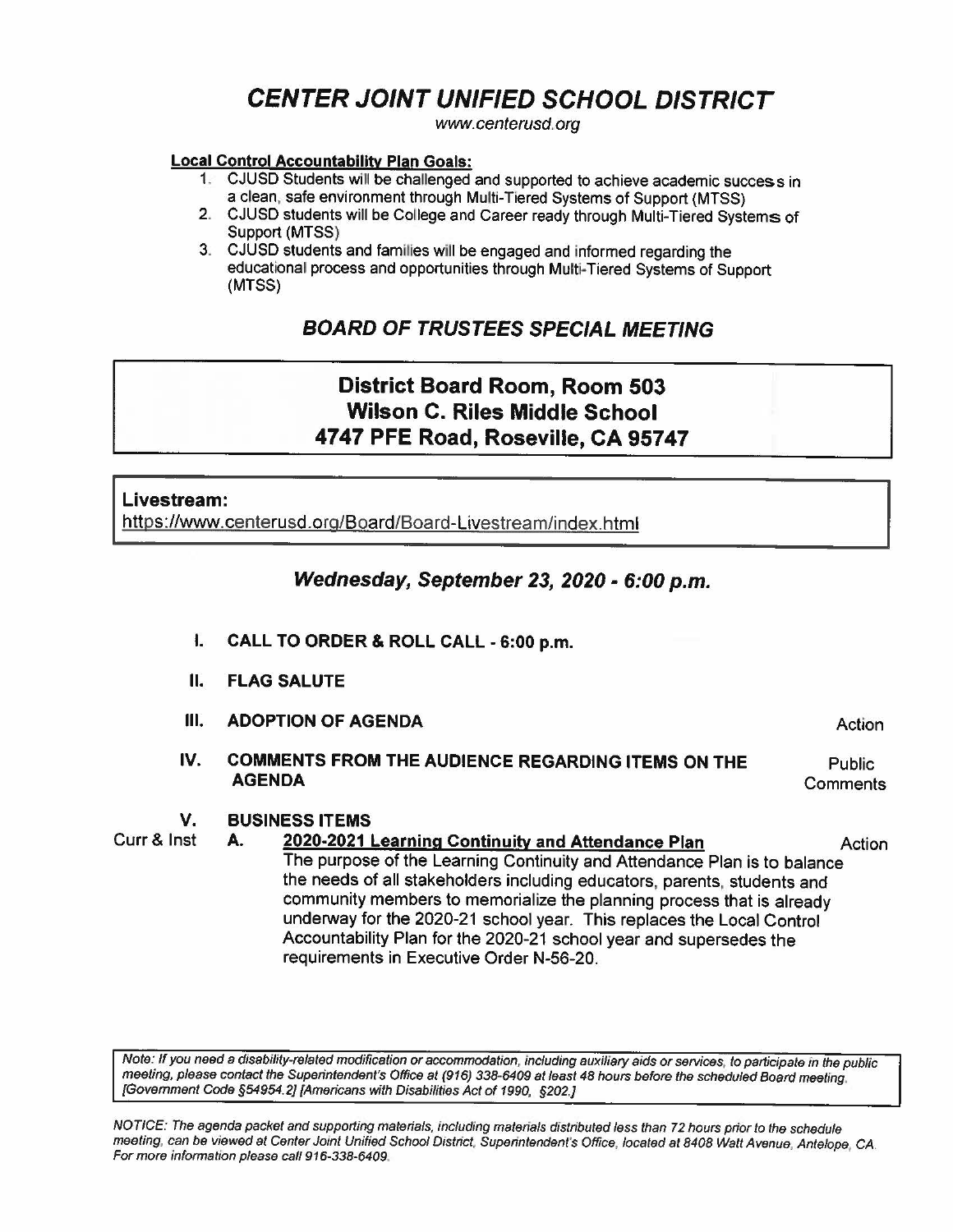# *CENTER JOINT UNIFIED SCHOOL DISTRICT*

*www.centerusd.org*

**Local Control Accountability Plan Goals:**

1. CJUSD Students will be challenged and supported to achieve academic success in a clean, safe environment through Multi-Tiered Systems of Support (MTSS)
2. CJUSD students will be College and Career ready through Multi-Tiered Systems of Support (MTSS)
3. CJUSD students and families will be engaged and informed regarding the educational process and opportunities through Multi-Tiered Systems of Support (MTSS)

## *BOARD OF TRUSTEES SPECIAL MEETING*

**District Board Room, Room 503**
**Wilson C. Riles Middle School**
**4747 PFE Road, Roseville, CA 95747**

**Livestream:**
https://www.centerusd.org/Board/Board-Livestream/index.html

### *Wednesday, September 23, 2020 - 6:00 p.m.*

**I. CALL TO ORDER & ROLL CALL - 6:00 p.m.**

**II. FLAG SALUTE**

**III. ADOPTION OF AGENDA** — Action

**IV. COMMENTS FROM THE AUDIENCE REGARDING ITEMS ON THE AGENDA** — Public Comments

**V. BUSINESS ITEMS**

Curr & Inst **A. 2020-2021 Learning Continuity and Attendance Plan** — Action

The purpose of the Learning Continuity and Attendance Plan is to balance the needs of all stakeholders including educators, parents, students and community members to memorialize the planning process that is already underway for the 2020-21 school year. This replaces the Local Control Accountability Plan for the 2020-21 school year and supersedes the requirements in Executive Order N-56-20.

*Note: If you need a disability-related modification or accommodation, including auxiliary aids or services, to participate in the public meeting, please contact the Superintendent's Office at (916) 338-6409 at least 48 hours before the scheduled Board meeting. [Government Code §54954.2] [Americans with Disabilities Act of 1990, §202.]*

*NOTICE: The agenda packet and supporting materials, including materials distributed less than 72 hours prior to the schedule meeting, can be viewed at Center Joint Unified School District, Superintendent's Office, located at 8408 Watt Avenue, Antelope, CA. For more information please call 916-338-6409.*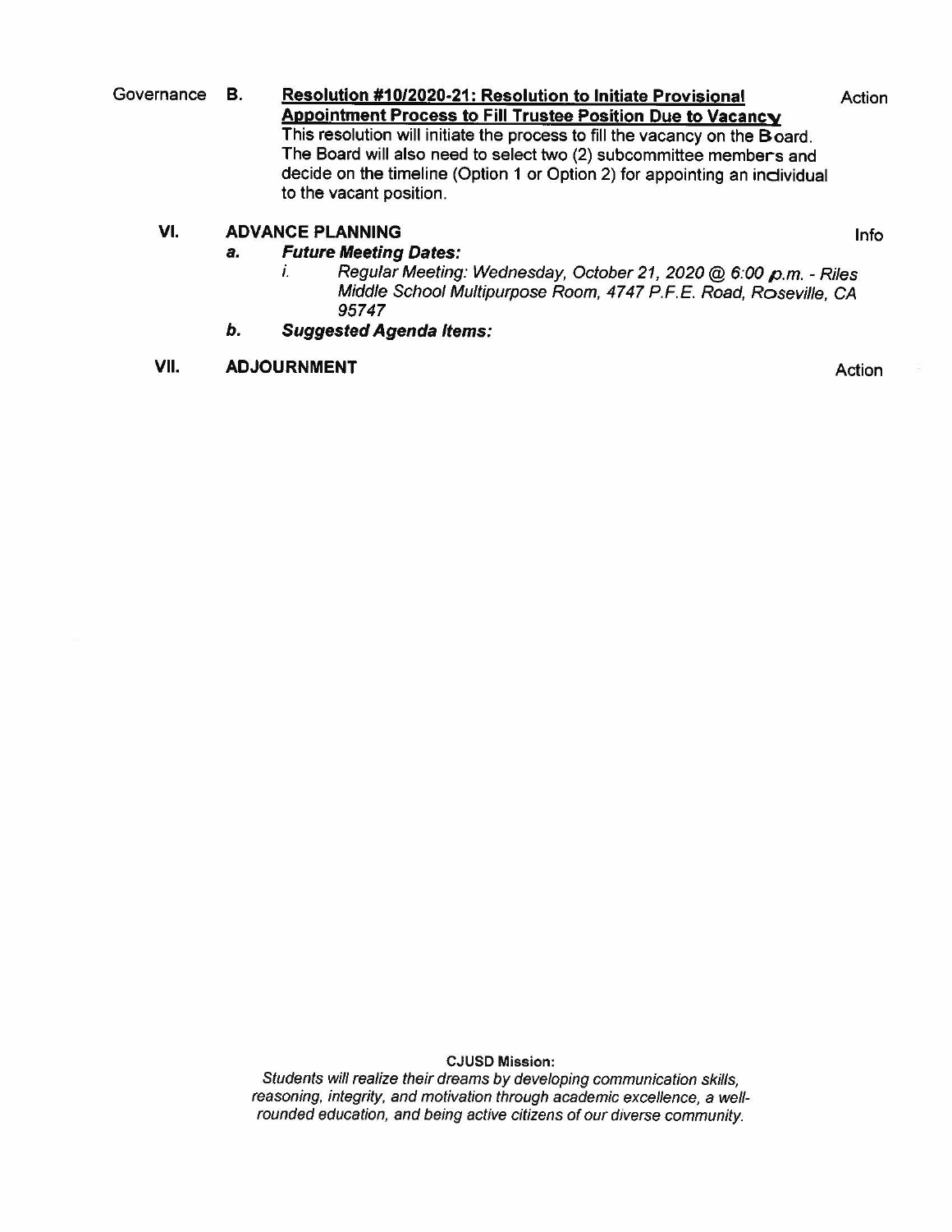Governance **B.** **<u>Resolution #10/2020-21: Resolution to Initiate Provisional Appointment Process to Fill Trustee Position Due to Vacancy</u>** Action

This resolution will initiate the process to fill the vacancy on the Board. The Board will also need to select two (2) subcommittee members and decide on the timeline (Option 1 or Option 2) for appointing an individual to the vacant position.

## VI. ADVANCE PLANNING

Info

***a. Future Meeting Dates:***

*i. Regular Meeting: Wednesday, October 21, 2020 @ 6:00 p.m. - Riles Middle School Multipurpose Room, 4747 P.F.E. Road, Roseville, CA 95747*

***b. Suggested Agenda Items:***

## VII. ADJOURNMENT

Action

**CJUSD Mission:**

*Students will realize their dreams by developing communication skills, reasoning, integrity, and motivation through academic excellence, a well-rounded education, and being active citizens of our diverse community.*